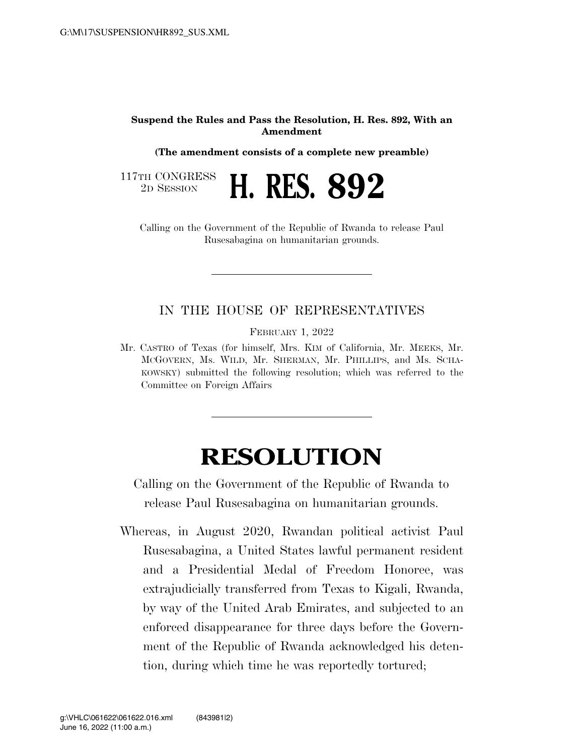**Suspend the Rules and Pass the Resolution, H. Res. 892, With an Amendment**

**(The amendment consists of a complete new preamble)**

117TH CONGRESS
2D SESSION

# H. RES. 892

Calling on the Government of the Republic of Rwanda to release Paul Rusesabagina on humanitarian grounds.

IN THE HOUSE OF REPRESENTATIVES

FEBRUARY 1, 2022

Mr. CASTRO of Texas (for himself, Mrs. KIM of California, Mr. MEEKS, Mr. MCGOVERN, Ms. WILD, Mr. SHERMAN, Mr. PHILLIPS, and Ms. SCHAKOWSKY) submitted the following resolution; which was referred to the Committee on Foreign Affairs

# RESOLUTION

Calling on the Government of the Republic of Rwanda to release Paul Rusesabagina on humanitarian grounds.

Whereas, in August 2020, Rwandan political activist Paul Rusesabagina, a United States lawful permanent resident and a Presidential Medal of Freedom Honoree, was extrajudicially transferred from Texas to Kigali, Rwanda, by way of the United Arab Emirates, and subjected to an enforced disappearance for three days before the Government of the Republic of Rwanda acknowledged his detention, during which time he was reportedly tortured;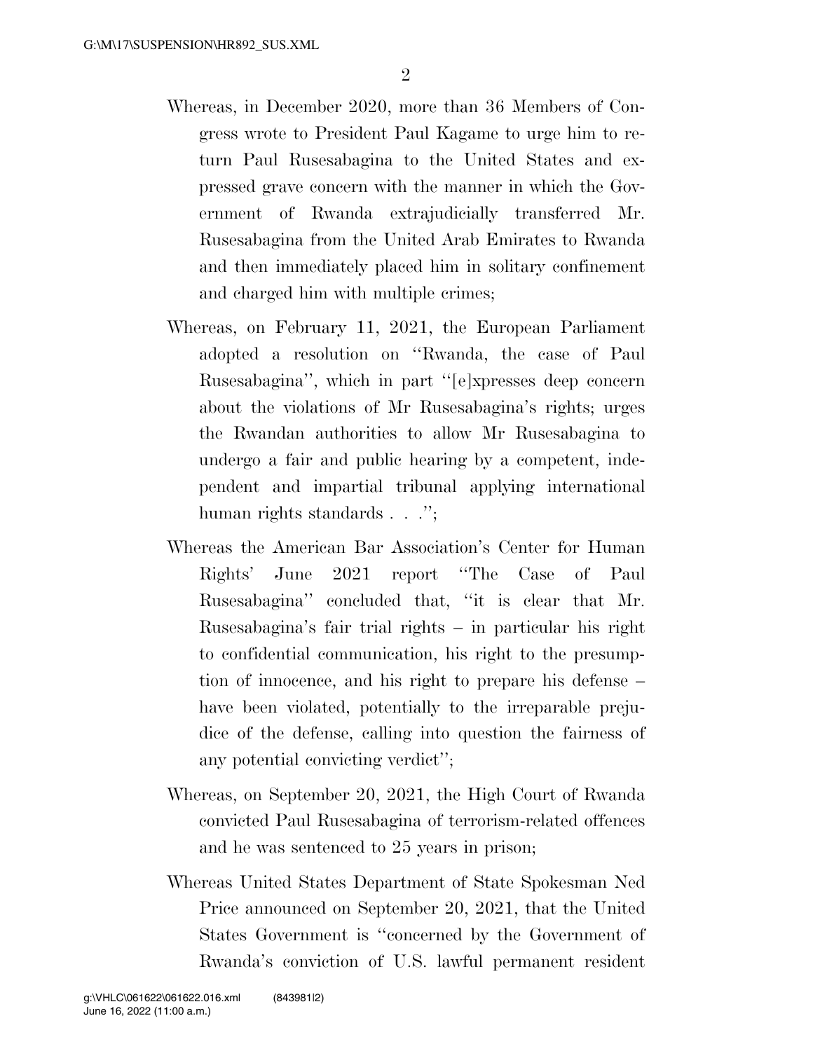Whereas, in December 2020, more than 36 Members of Congress wrote to President Paul Kagame to urge him to return Paul Rusesabagina to the United States and expressed grave concern with the manner in which the Government of Rwanda extrajudicially transferred Mr. Rusesabagina from the United Arab Emirates to Rwanda and then immediately placed him in solitary confinement and charged him with multiple crimes;

Whereas, on February 11, 2021, the European Parliament adopted a resolution on ''Rwanda, the case of Paul Rusesabagina'', which in part ''[e]xpresses deep concern about the violations of Mr Rusesabagina's rights; urges the Rwandan authorities to allow Mr Rusesabagina to undergo a fair and public hearing by a competent, independent and impartial tribunal applying international human rights standards . . .'';

Whereas the American Bar Association's Center for Human Rights' June 2021 report ''The Case of Paul Rusesabagina'' concluded that, ''it is clear that Mr. Rusesabagina's fair trial rights – in particular his right to confidential communication, his right to the presumption of innocence, and his right to prepare his defense – have been violated, potentially to the irreparable prejudice of the defense, calling into question the fairness of any potential convicting verdict'';

Whereas, on September 20, 2021, the High Court of Rwanda convicted Paul Rusesabagina of terrorism-related offences and he was sentenced to 25 years in prison;

Whereas United States Department of State Spokesman Ned Price announced on September 20, 2021, that the United States Government is ''concerned by the Government of Rwanda's conviction of U.S. lawful permanent resident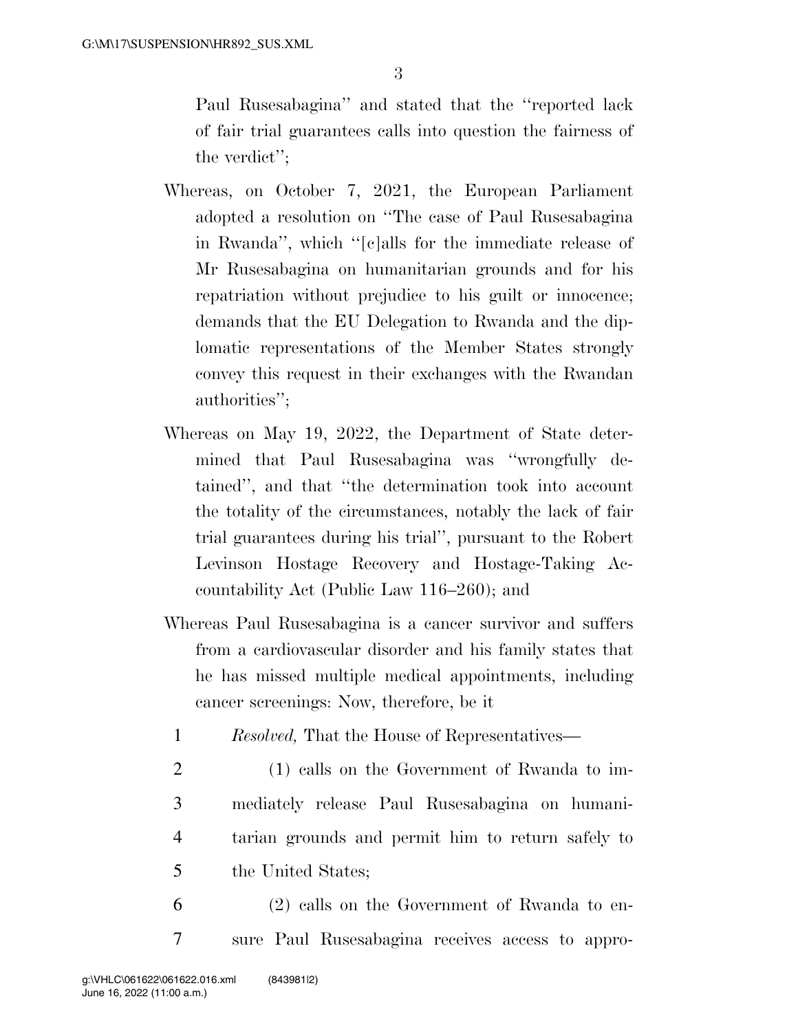Paul Rusesabagina'' and stated that the ''reported lack of fair trial guarantees calls into question the fairness of the verdict'';

Whereas, on October 7, 2021, the European Parliament adopted a resolution on ''The case of Paul Rusesabagina in Rwanda'', which ''[c]alls for the immediate release of Mr Rusesabagina on humanitarian grounds and for his repatriation without prejudice to his guilt or innocence; demands that the EU Delegation to Rwanda and the diplomatic representations of the Member States strongly convey this request in their exchanges with the Rwandan authorities'';

Whereas on May 19, 2022, the Department of State determined that Paul Rusesabagina was ''wrongfully detained'', and that ''the determination took into account the totality of the circumstances, notably the lack of fair trial guarantees during his trial'', pursuant to the Robert Levinson Hostage Recovery and Hostage-Taking Accountability Act (Public Law 116–260); and

Whereas Paul Rusesabagina is a cancer survivor and suffers from a cardiovascular disorder and his family states that he has missed multiple medical appointments, including cancer screenings: Now, therefore, be it

1 *Resolved,* That the House of Representatives—

2 (1) calls on the Government of Rwanda to im-
3 mediately release Paul Rusesabagina on humani-
4 tarian grounds and permit him to return safely to
5 the United States;

6 (2) calls on the Government of Rwanda to en-
7 sure Paul Rusesabagina receives access to appro-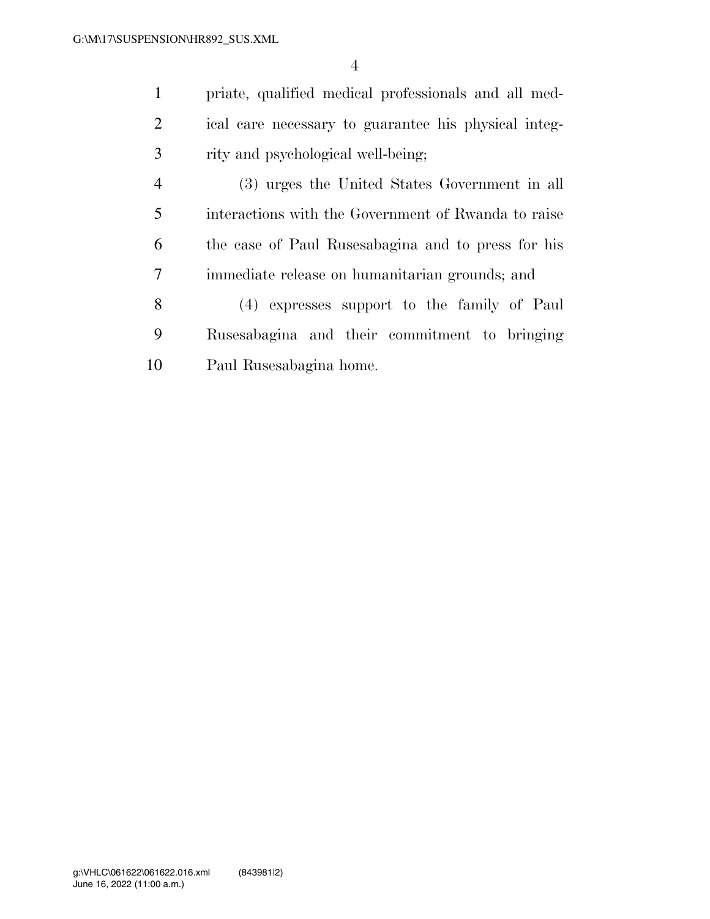priate, qualified medical professionals and all medical care necessary to guarantee his physical integrity and psychological well-being;

(3) urges the United States Government in all interactions with the Government of Rwanda to raise the case of Paul Rusesabagina and to press for his immediate release on humanitarian grounds; and

(4) expresses support to the family of Paul Rusesabagina and their commitment to bringing Paul Rusesabagina home.